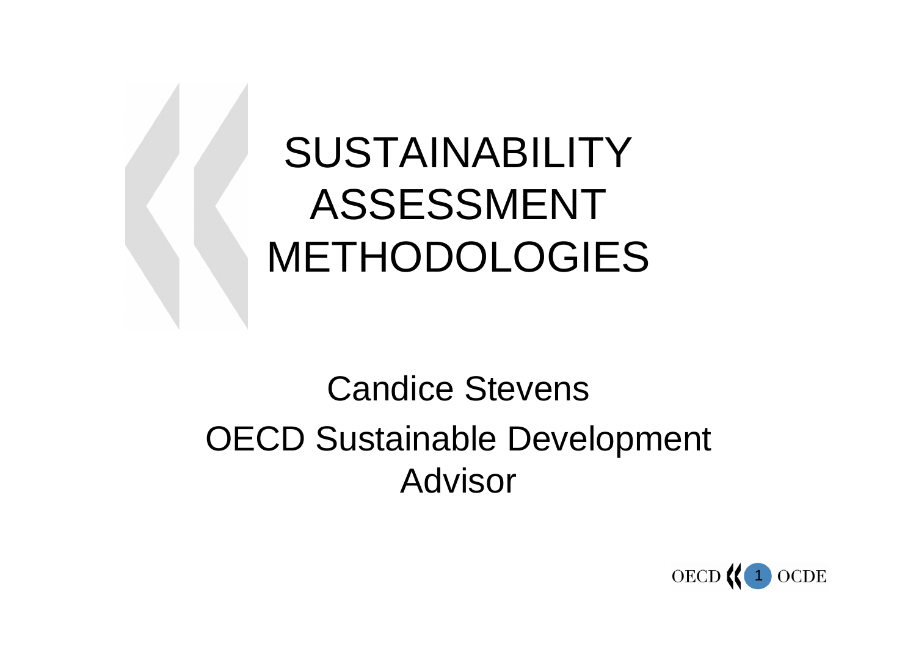# SUSTAINABILITY ASSESSMENT METHODOLOGIES

Candice Stevens

OECD Sustainable Development Advisor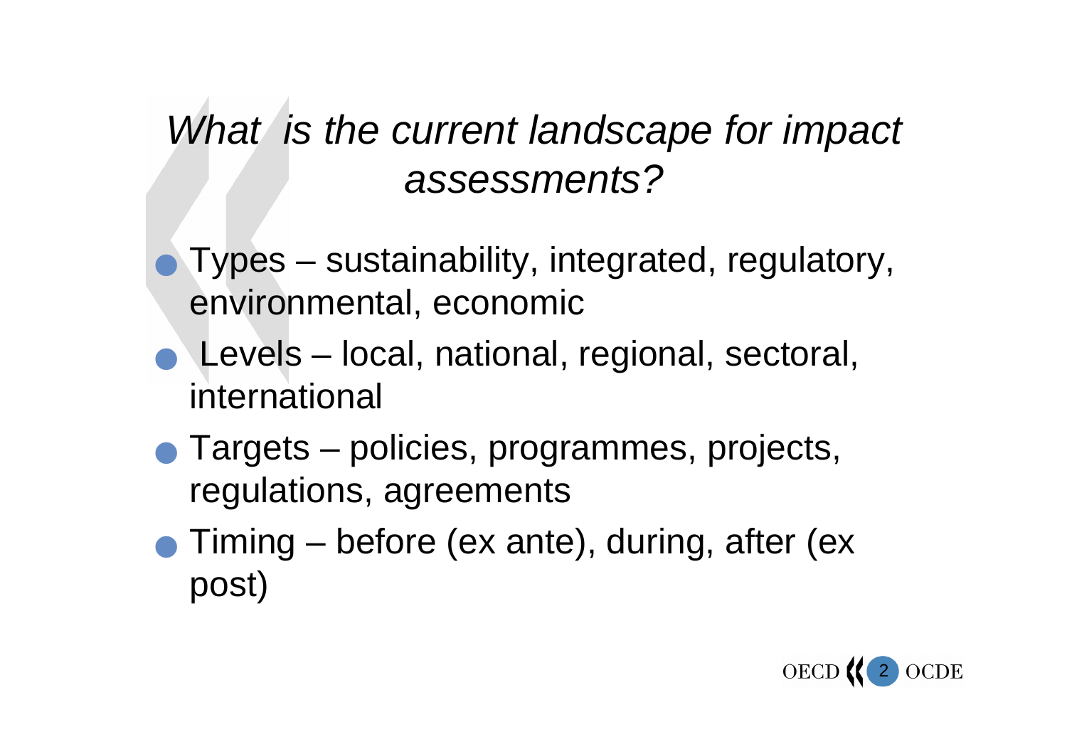# *What is the current landscape for impact assessments?*

- Types – sustainability, integrated, regulatory, environmental, economic
- Levels – local, national, regional, sectoral, international
- Targets – policies, programmes, projects, regulations, agreements
- Timing – before (ex ante), during, after (ex post)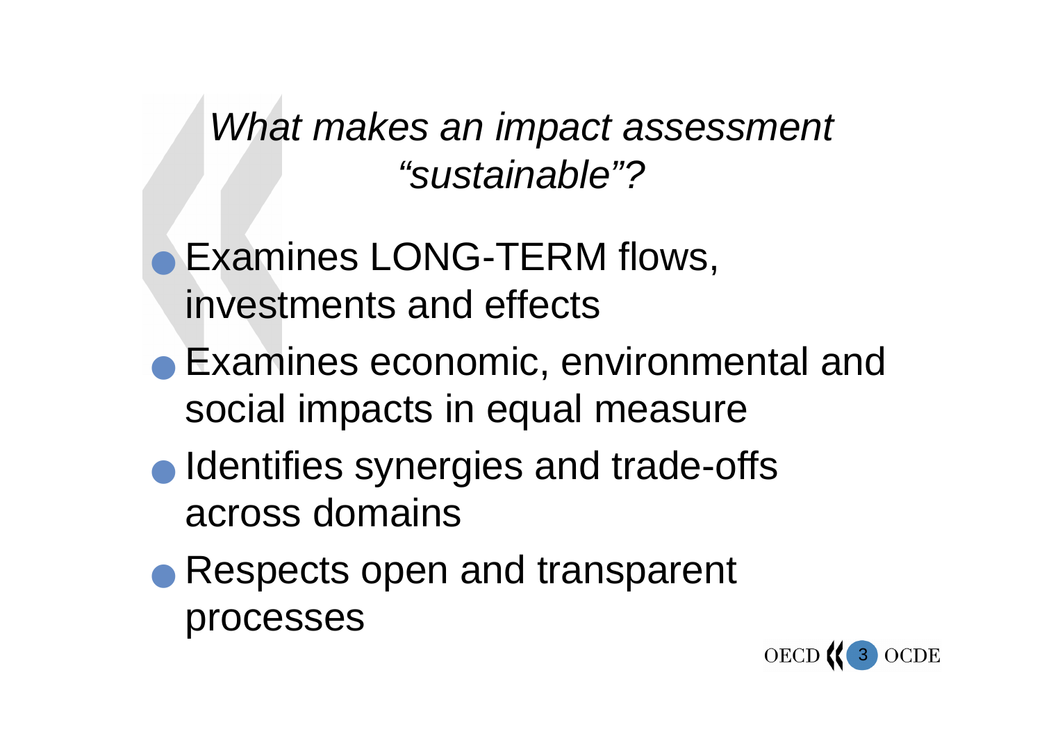# *What makes an impact assessment "sustainable"?*

- Examines LONG-TERM flows, investments and effects
- Examines economic, environmental and social impacts in equal measure
- Identifies synergies and trade-offs across domains
- Respects open and transparent processes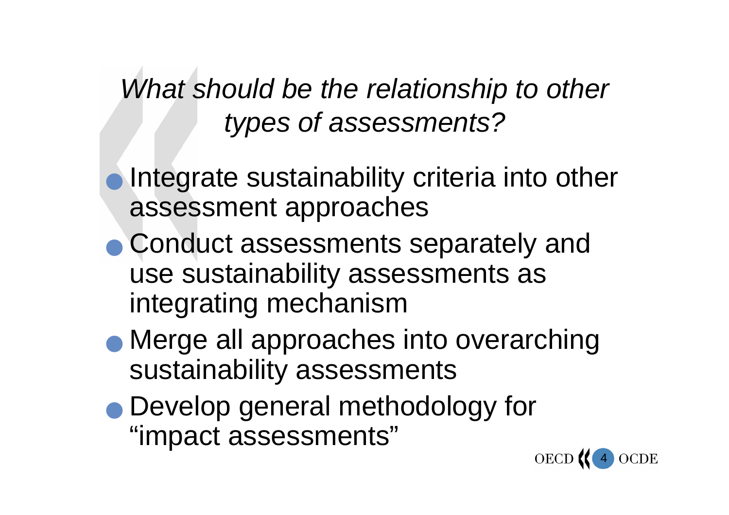## *What should be the relationship to other types of assessments?*

- Integrate sustainability criteria into other assessment approaches
- Conduct assessments separately and use sustainability assessments as integrating mechanism
- Merge all approaches into overarching sustainability assessments
- Develop general methodology for "impact assessments"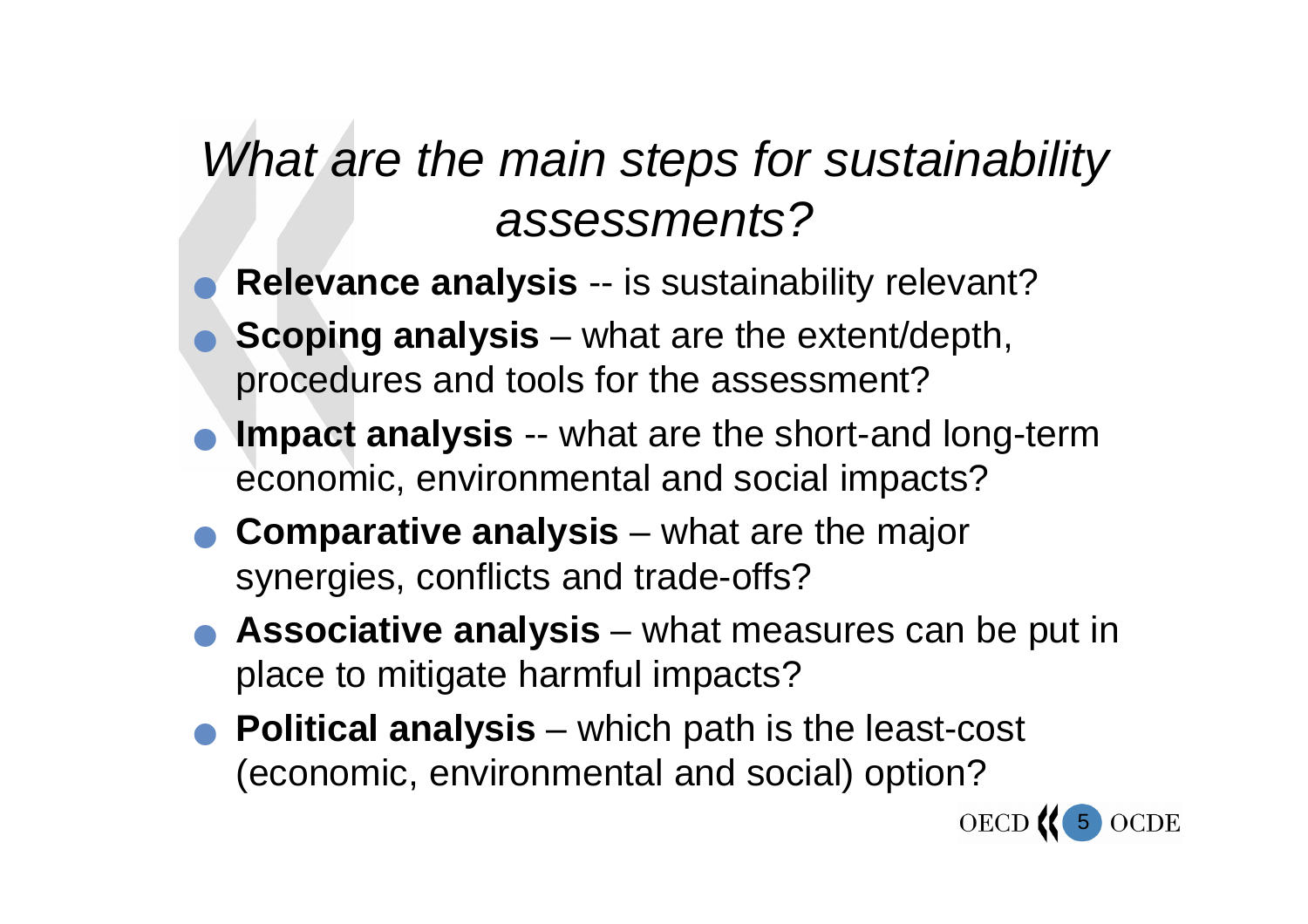# *What are the main steps for sustainability assessments?*

- **Relevance analysis** -- is sustainability relevant?
- **Scoping analysis** – what are the extent/depth, procedures and tools for the assessment?
- **Impact analysis** -- what are the short-and long-term economic, environmental and social impacts?
- **Comparative analysis** – what are the major synergies, conflicts and trade-offs?
- **Associative analysis** – what measures can be put in place to mitigate harmful impacts?
- **Political analysis** – which path is the least-cost (economic, environmental and social) option?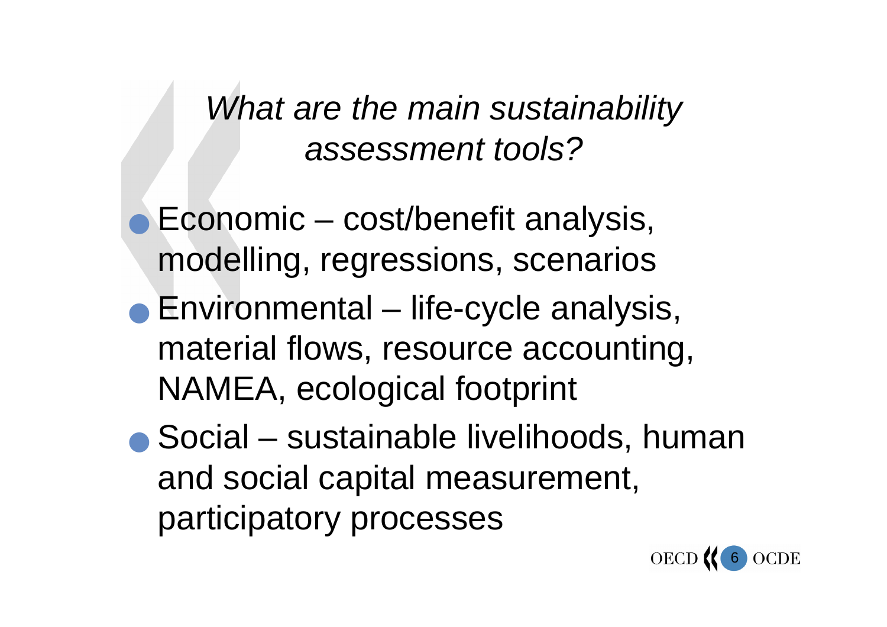# *What are the main sustainability assessment tools?*

- Economic – cost/benefit analysis, modelling, regressions, scenarios
- Environmental – life-cycle analysis, material flows, resource accounting, NAMEA, ecological footprint
- Social – sustainable livelihoods, human and social capital measurement, participatory processes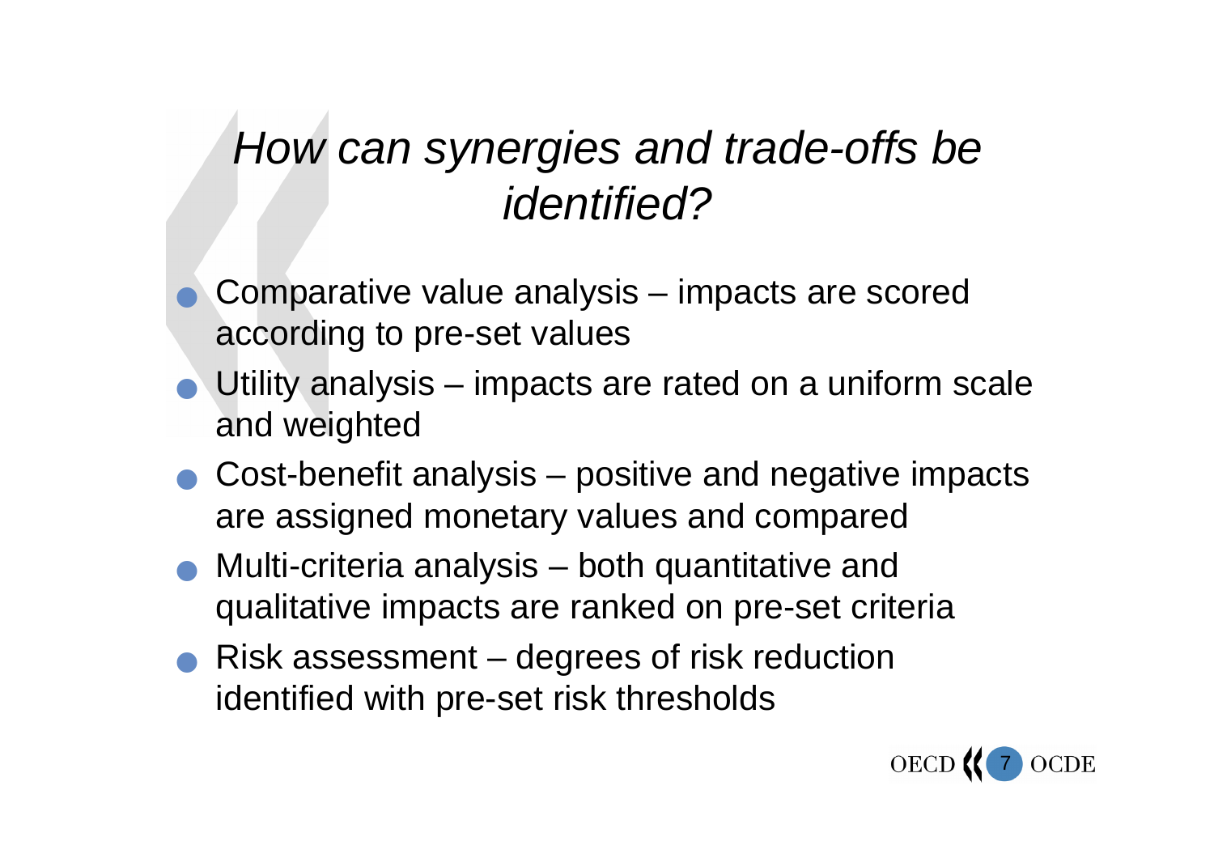# *How can synergies and trade-offs be identified?*

- Comparative value analysis – impacts are scored according to pre-set values
- Utility analysis – impacts are rated on a uniform scale and weighted
- Cost-benefit analysis – positive and negative impacts are assigned monetary values and compared
- Multi-criteria analysis – both quantitative and qualitative impacts are ranked on pre-set criteria
- Risk assessment – degrees of risk reduction identified with pre-set risk thresholds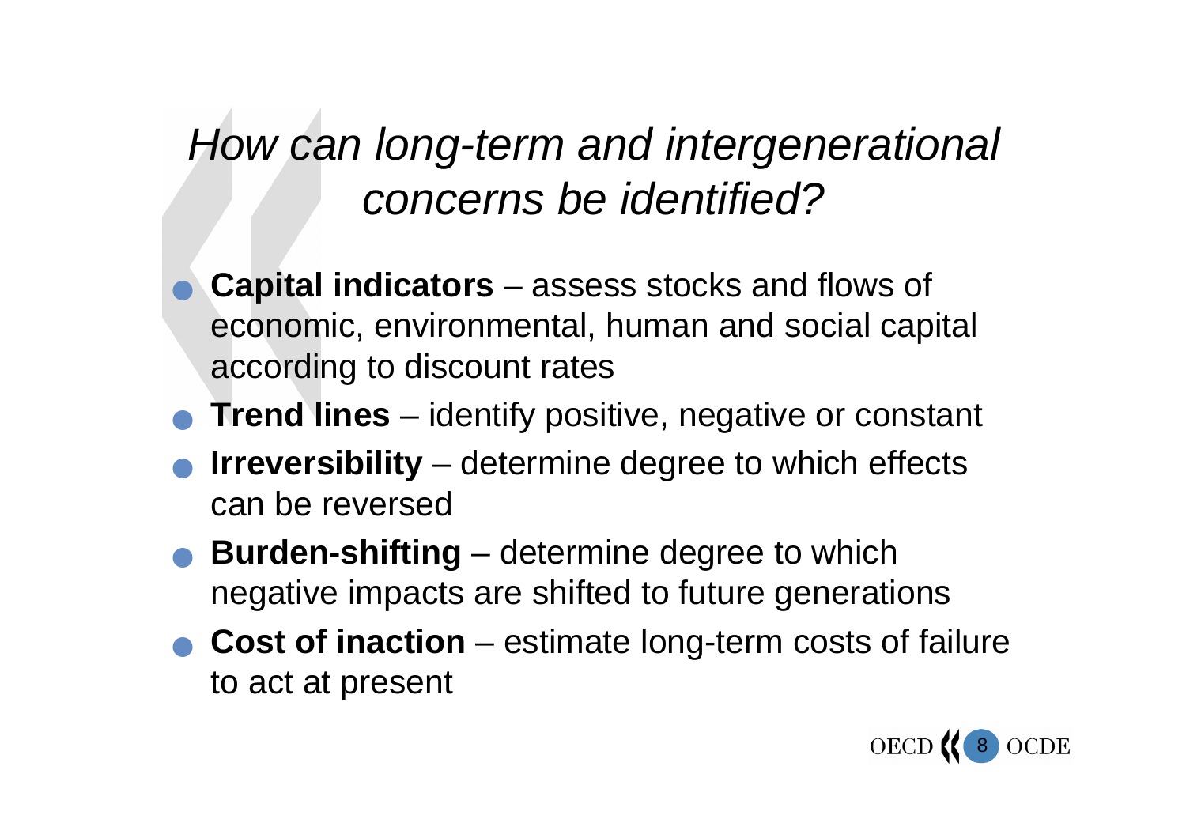# *How can long-term and intergenerational concerns be identified?*

- **Capital indicators** – assess stocks and flows of economic, environmental, human and social capital according to discount rates
- **Trend lines** – identify positive, negative or constant
- **Irreversibility** – determine degree to which effects can be reversed
- **Burden-shifting** – determine degree to which negative impacts are shifted to future generations
- **Cost of inaction** – estimate long-term costs of failure to act at present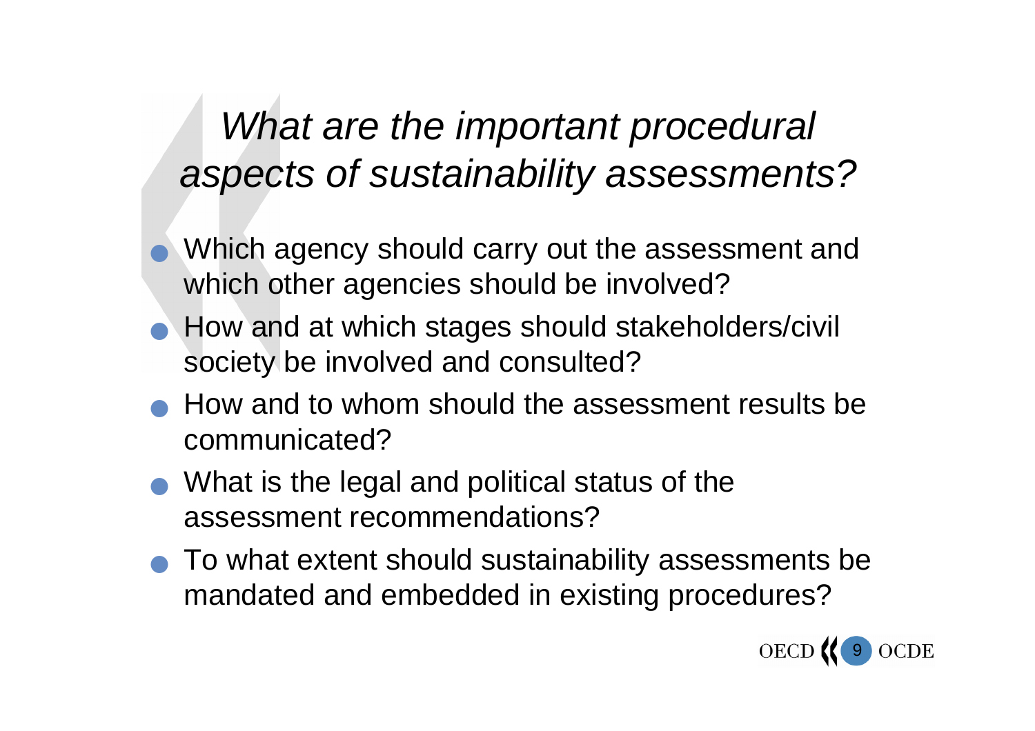# *What are the important procedural aspects of sustainability assessments?*

- Which agency should carry out the assessment and which other agencies should be involved?
- How and at which stages should stakeholders/civil society be involved and consulted?
- How and to whom should the assessment results be communicated?
- What is the legal and political status of the assessment recommendations?
- To what extent should sustainability assessments be mandated and embedded in existing procedures?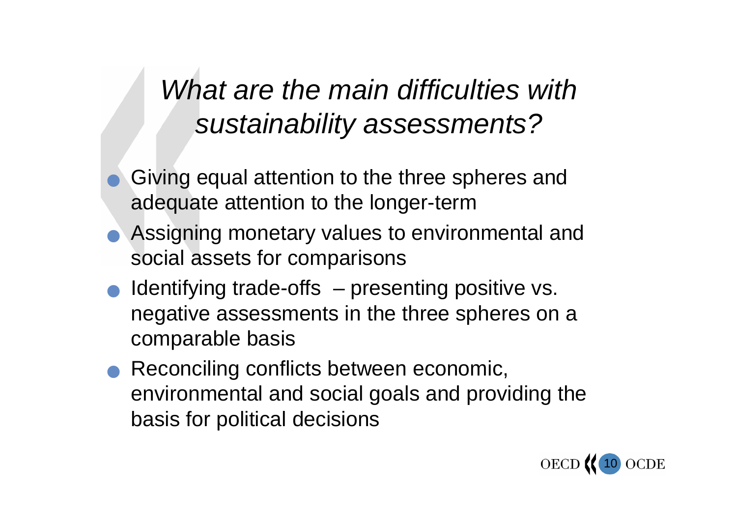# *What are the main difficulties with sustainability assessments?*

- Giving equal attention to the three spheres and adequate attention to the longer-term
- Assigning monetary values to environmental and social assets for comparisons
- Identifying trade-offs – presenting positive vs. negative assessments in the three spheres on a comparable basis
- Reconciling conflicts between economic, environmental and social goals and providing the basis for political decisions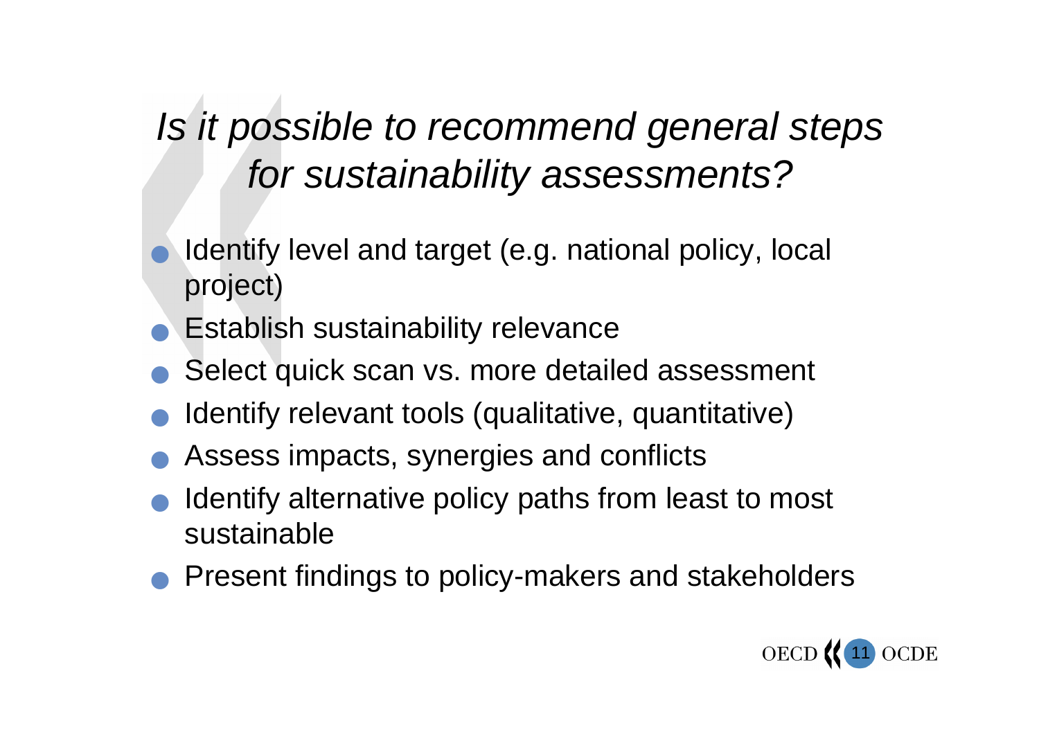# *Is it possible to recommend general steps for sustainability assessments?*

- Identify level and target (e.g. national policy, local project)
- Establish sustainability relevance
- Select quick scan vs. more detailed assessment
- Identify relevant tools (qualitative, quantitative)
- Assess impacts, synergies and conflicts
- Identify alternative policy paths from least to most sustainable
- Present findings to policy-makers and stakeholders